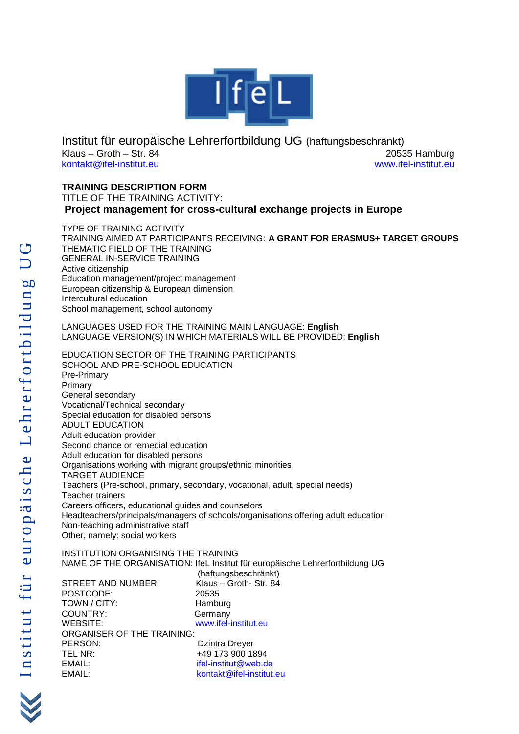Institut für europäische Lehrerfortbildung UG (haftungsbeschränkt)
Klaus – Groth – Str. 84 20535 Hamburg
kontakt@ifel-institut.eu www.ifel-institut.eu

**TRAINING DESCRIPTION FORM**

TITLE OF THE TRAINING ACTIVITY:

**Project management for cross-cultural exchange projects in Europe**

TYPE OF TRAINING ACTIVITY
TRAINING AIMED AT PARTICIPANTS RECEIVING: **A GRANT FOR ERASMUS+ TARGET GROUPS**
THEMATIC FIELD OF THE TRAINING
GENERAL IN-SERVICE TRAINING
Active citizenship
Education management/project management
European citizenship & European dimension
Intercultural education
School management, school autonomy

LANGUAGES USED FOR THE TRAINING MAIN LANGUAGE: **English**
LANGUAGE VERSION(S) IN WHICH MATERIALS WILL BE PROVIDED: **English**

EDUCATION SECTOR OF THE TRAINING PARTICIPANTS
SCHOOL AND PRE-SCHOOL EDUCATION
Pre-Primary
Primary
General secondary
Vocational/Technical secondary
Special education for disabled persons
ADULT EDUCATION
Adult education provider
Second chance or remedial education
Adult education for disabled persons
Organisations working with migrant groups/ethnic minorities
TARGET AUDIENCE
Teachers (Pre-school, primary, secondary, vocational, adult, special needs)
Teacher trainers
Careers officers, educational guides and counselors
Headteachers/principals/managers of schools/organisations offering adult education
Non-teaching administrative staff
Other, namely: social workers

INSTITUTION ORGANISING THE TRAINING
NAME OF THE ORGANISATION: IfeL Institut für europäische Lehrerfortbildung UG (haftungsbeschränkt)
STREET AND NUMBER: Klaus – Groth- Str. 84
POSTCODE: 20535
TOWN / CITY: Hamburg
COUNTRY: Germany
WEBSITE: www.ifel-institut.eu
ORGANISER OF THE TRAINING:
PERSON: Dzintra Dreyer
TEL NR: +49 173 900 1894
EMAIL: ifel-institut@web.de
EMAIL: kontakt@ifel-institut.eu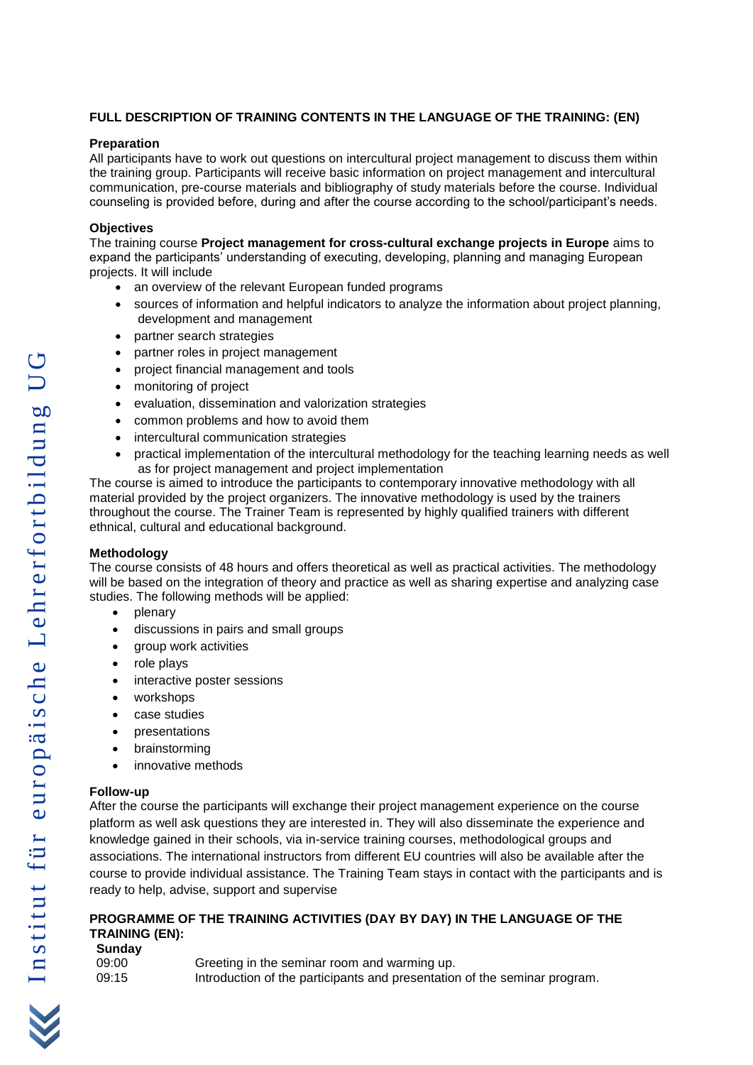## FULL DESCRIPTION OF TRAINING CONTENTS IN THE LANGUAGE OF THE TRAINING: (EN)

### Preparation

All participants have to work out questions on intercultural project management to discuss them within the training group. Participants will receive basic information on project management and intercultural communication, pre-course materials and bibliography of study materials before the course. Individual counseling is provided before, during and after the course according to the school/participant's needs.

### Objectives

The training course **Project management for cross-cultural exchange projects in Europe** aims to expand the participants' understanding of executing, developing, planning and managing European projects. It will include

- an overview of the relevant European funded programs
- sources of information and helpful indicators to analyze the information about project planning, development and management
- partner search strategies
- partner roles in project management
- project financial management and tools
- monitoring of project
- evaluation, dissemination and valorization strategies
- common problems and how to avoid them
- intercultural communication strategies
- practical implementation of the intercultural methodology for the teaching learning needs as well as for project management and project implementation

The course is aimed to introduce the participants to contemporary innovative methodology with all material provided by the project organizers. The innovative methodology is used by the trainers throughout the course. The Trainer Team is represented by highly qualified trainers with different ethnical, cultural and educational background.

### Methodology

The course consists of 48 hours and offers theoretical as well as practical activities. The methodology will be based on the integration of theory and practice as well as sharing expertise and analyzing case studies. The following methods will be applied:

- plenary
- discussions in pairs and small groups
- group work activities
- role plays
- interactive poster sessions
- workshops
- case studies
- presentations
- brainstorming
- innovative methods

### Follow-up

After the course the participants will exchange their project management experience on the course platform as well ask questions they are interested in. They will also disseminate the experience and knowledge gained in their schools, via in-service training courses, methodological groups and associations. The international instructors from different EU countries will also be available after the course to provide individual assistance. The Training Team stays in contact with the participants and is ready to help, advise, support and supervise

## PROGRAMME OF THE TRAINING ACTIVITIES (DAY BY DAY) IN THE LANGUAGE OF THE TRAINING (EN):

**Sunday**

| | |
|---|---|
| 09:00 | Greeting in the seminar room and warming up. |
| 09:15 | Introduction of the participants and presentation of the seminar program. |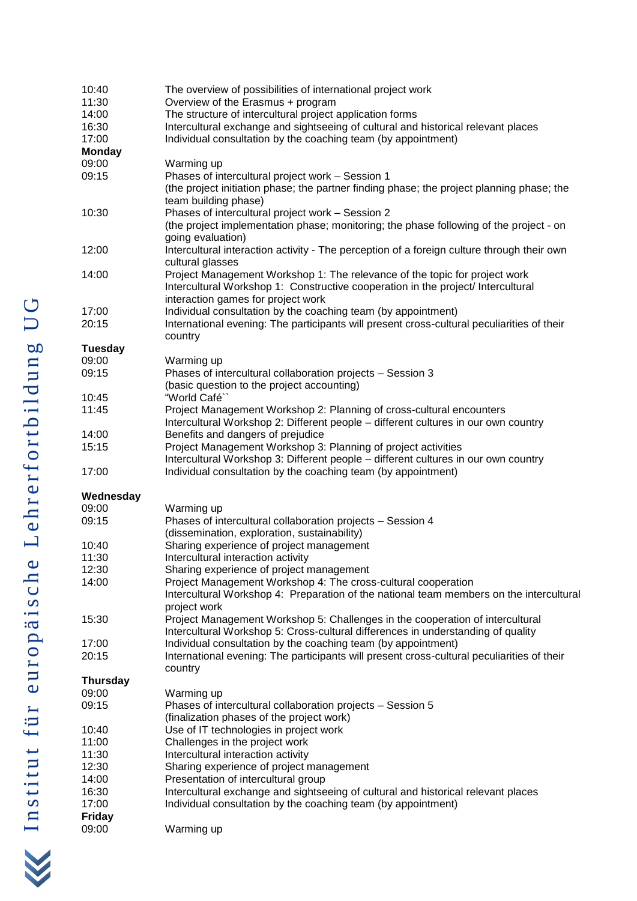| | |
|---|---|
| 10:40 | The overview of possibilities of international project work |
| 11:30 | Overview of the Erasmus + program |
| 14:00 | The structure of intercultural project application forms |
| 16:30 | Intercultural exchange and sightseeing of cultural and historical relevant places |
| 17:00 | Individual consultation by the coaching team (by appointment) |

**Monday**

| | |
|---|---|
| 09:00 | Warming up |
| 09:15 | Phases of intercultural project work – Session 1<br>(the project initiation phase; the partner finding phase; the project planning phase; the team building phase) |
| 10:30 | Phases of intercultural project work – Session 2<br>(the project implementation phase; monitoring; the phase following of the project - on going evaluation) |
| 12:00 | Intercultural interaction activity - The perception of a foreign culture through their own cultural glasses |
| 14:00 | Project Management Workshop 1: The relevance of the topic for project work<br>Intercultural Workshop 1: Constructive cooperation in the project/ Intercultural interaction games for project work |
| 17:00 | Individual consultation by the coaching team (by appointment) |
| 20:15 | International evening: The participants will present cross-cultural peculiarities of their country |

**Tuesday**

| | |
|---|---|
| 09:00 | Warming up |
| 09:15 | Phases of intercultural collaboration projects – Session 3<br>(basic question to the project accounting) |
| 10:45 | "World Café`` |
| 11:45 | Project Management Workshop 2: Planning of cross-cultural encounters<br>Intercultural Workshop 2: Different people – different cultures in our own country |
| 14:00 | Benefits and dangers of prejudice |
| 15:15 | Project Management Workshop 3: Planning of project activities<br>Intercultural Workshop 3: Different people – different cultures in our own country |
| 17:00 | Individual consultation by the coaching team (by appointment) |

**Wednesday**

| | |
|---|---|
| 09:00 | Warming up |
| 09:15 | Phases of intercultural collaboration projects – Session 4<br>(dissemination, exploration, sustainability) |
| 10:40 | Sharing experience of project management |
| 11:30 | Intercultural interaction activity |
| 12:30 | Sharing experience of project management |
| 14:00 | Project Management Workshop 4: The cross-cultural cooperation<br>Intercultural Workshop 4: Preparation of the national team members on the intercultural project work |
| 15:30 | Project Management Workshop 5: Challenges in the cooperation of intercultural<br>Intercultural Workshop 5: Cross-cultural differences in understanding of quality |
| 17:00 | Individual consultation by the coaching team (by appointment) |
| 20:15 | International evening: The participants will present cross-cultural peculiarities of their country |

**Thursday**

| | |
|---|---|
| 09:00 | Warming up |
| 09:15 | Phases of intercultural collaboration projects – Session 5<br>(finalization phases of the project work) |
| 10:40 | Use of IT technologies in project work |
| 11:00 | Challenges in the project work |
| 11:30 | Intercultural interaction activity |
| 12:30 | Sharing experience of project management |
| 14:00 | Presentation of intercultural group |
| 16:30 | Intercultural exchange and sightseeing of cultural and historical relevant places |
| 17:00 | Individual consultation by the coaching team (by appointment) |

**Friday**

| | |
|---|---|
| 09:00 | Warming up |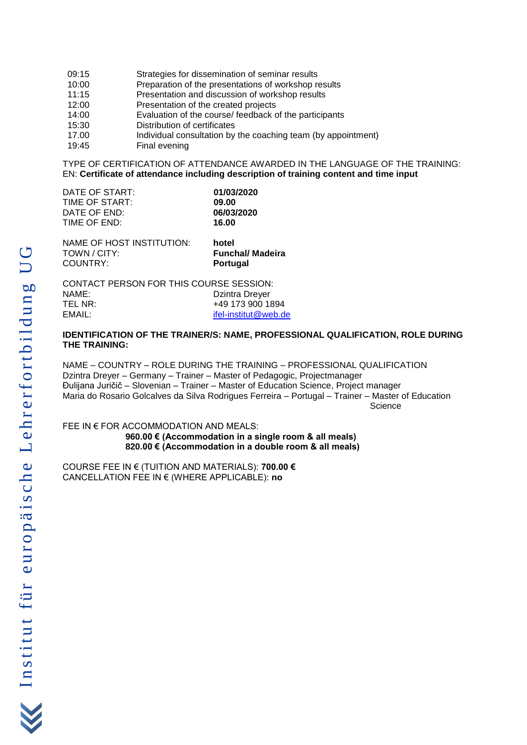| | |
|---|---|
| 09:15 | Strategies for dissemination of seminar results |
| 10:00 | Preparation of the presentations of workshop results |
| 11:15 | Presentation and discussion of workshop results |
| 12:00 | Presentation of the created projects |
| 14:00 | Evaluation of the course/ feedback of the participants |
| 15:30 | Distribution of certificates |
| 17.00 | Individual consultation by the coaching team (by appointment) |
| 19:45 | Final evening |

TYPE OF CERTIFICATION OF ATTENDANCE AWARDED IN THE LANGUAGE OF THE TRAINING:
EN: **Certificate of attendance including description of training content and time input**

| | |
|---|---|
| DATE OF START: | **01/03/2020** |
| TIME OF START: | **09.00** |
| DATE OF END: | **06/03/2020** |
| TIME OF END: | **16.00** |

| | |
|---|---|
| NAME OF HOST INSTITUTION: | **hotel** |
| TOWN / CITY: | **Funchal/ Madeira** |
| COUNTRY: | **Portugal** |

CONTACT PERSON FOR THIS COURSE SESSION:

| | |
|---|---|
| NAME: | Dzintra Dreyer |
| TEL NR: | +49 173 900 1894 |
| EMAIL: | ifel-institut@web.de |

**IDENTIFICATION OF THE TRAINER/S: NAME, PROFESSIONAL QUALIFICATION, ROLE DURING THE TRAINING:**

NAME – COUNTRY – ROLE DURING THE TRAINING – PROFESSIONAL QUALIFICATION
Dzintra Dreyer – Germany – Trainer – Master of Pedagogic, Projectmanager
Đulijana Juričič – Slovenian – Trainer – Master of Education Science, Project manager
Maria do Rosario Golcalves da Silva Rodrigues Ferreira – Portugal – Trainer – Master of Education Science

FEE IN € FOR ACCOMMODATION AND MEALS:
**960.00 € (Accommodation in a single room & all meals)**
**820.00 € (Accommodation in a double room & all meals)**

COURSE FEE IN € (TUITION AND MATERIALS): **700.00 €**
CANCELLATION FEE IN € (WHERE APPLICABLE): **no**